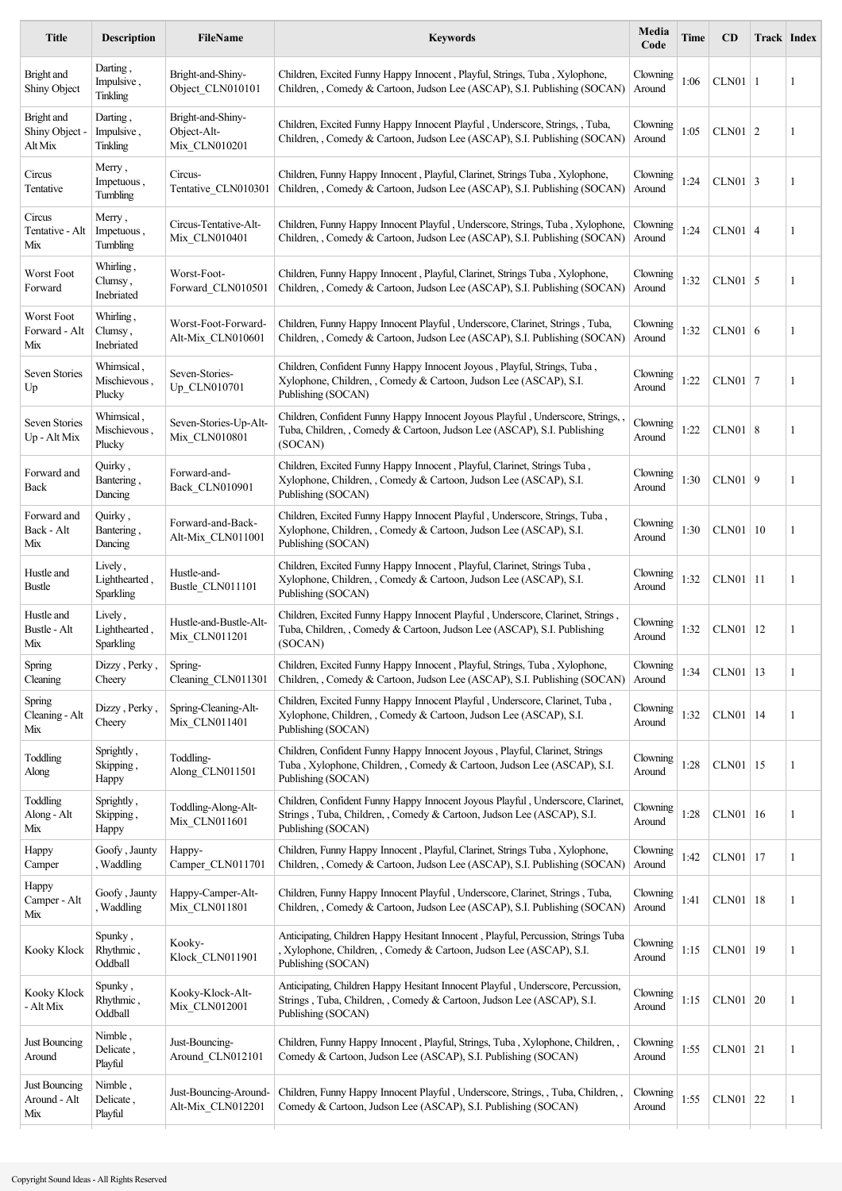| Title | Description | FileName | Keywords | Media Code | Time | CD | Track | Index |
|---|---|---|---|---|---|---|---|---|
| Bright and Shiny Object | Darting , Impulsive , Tinkling | Bright-and-Shiny-Object_CLN010101 | Children, Excited Funny Happy Innocent , Playful, Strings, Tuba , Xylophone, Children, , Comedy & Cartoon, Judson Lee (ASCAP), S.I. Publishing (SOCAN) | Clowning Around | 1:06 | CLN01 | 1 | 1 |
| Bright and Shiny Object - Alt Mix | Darting , Impulsive , Tinkling | Bright-and-Shiny-Object-Alt-Mix_CLN010201 | Children, Excited Funny Happy Innocent Playful , Underscore, Strings, , Tuba, Children, , Comedy & Cartoon, Judson Lee (ASCAP), S.I. Publishing (SOCAN) | Clowning Around | 1:05 | CLN01 | 2 | 1 |
| Circus Tentative | Merry , Impetuous , Tumbling | Circus-Tentative_CLN010301 | Children, Funny Happy Innocent , Playful, Clarinet, Strings Tuba , Xylophone, Children, , Comedy & Cartoon, Judson Lee (ASCAP), S.I. Publishing (SOCAN) | Clowning Around | 1:24 | CLN01 | 3 | 1 |
| Circus Tentative - Alt Mix | Merry , Impetuous , Tumbling | Circus-Tentative-Alt-Mix_CLN010401 | Children, Funny Happy Innocent Playful , Underscore, Strings, Tuba , Xylophone, Children, , Comedy & Cartoon, Judson Lee (ASCAP), S.I. Publishing (SOCAN) | Clowning Around | 1:24 | CLN01 | 4 | 1 |
| Worst Foot Forward | Whirling , Clumsy , Inebriated | Worst-Foot-Forward_CLN010501 | Children, Funny Happy Innocent , Playful, Clarinet, Strings Tuba , Xylophone, Children, , Comedy & Cartoon, Judson Lee (ASCAP), S.I. Publishing (SOCAN) | Clowning Around | 1:32 | CLN01 | 5 | 1 |
| Worst Foot Forward - Alt Mix | Whirling , Clumsy , Inebriated | Worst-Foot-Forward-Alt-Mix_CLN010601 | Children, Funny Happy Innocent Playful , Underscore, Clarinet, Strings , Tuba, Children, , Comedy & Cartoon, Judson Lee (ASCAP), S.I. Publishing (SOCAN) | Clowning Around | 1:32 | CLN01 | 6 | 1 |
| Seven Stories Up | Whimsical , Mischievous , Plucky | Seven-Stories-Up_CLN010701 | Children, Confident Funny Happy Innocent Joyous , Playful, Strings, Tuba , Xylophone, Children, , Comedy & Cartoon, Judson Lee (ASCAP), S.I. Publishing (SOCAN) | Clowning Around | 1:22 | CLN01 | 7 | 1 |
| Seven Stories Up - Alt Mix | Whimsical , Mischievous , Plucky | Seven-Stories-Up-Alt-Mix_CLN010801 | Children, Confident Funny Happy Innocent Joyous Playful , Underscore, Strings, , Tuba, Children, , Comedy & Cartoon, Judson Lee (ASCAP), S.I. Publishing (SOCAN) | Clowning Around | 1:22 | CLN01 | 8 | 1 |
| Forward and Back | Quirky , Bantering , Dancing | Forward-and-Back_CLN010901 | Children, Excited Funny Happy Innocent , Playful, Clarinet, Strings Tuba , Xylophone, Children, , Comedy & Cartoon, Judson Lee (ASCAP), S.I. Publishing (SOCAN) | Clowning Around | 1:30 | CLN01 | 9 | 1 |
| Forward and Back - Alt Mix | Quirky , Bantering , Dancing | Forward-and-Back-Alt-Mix_CLN011001 | Children, Excited Funny Happy Innocent Playful , Underscore, Strings, Tuba , Xylophone, Children, , Comedy & Cartoon, Judson Lee (ASCAP), S.I. Publishing (SOCAN) | Clowning Around | 1:30 | CLN01 | 10 | 1 |
| Hustle and Bustle | Lively , Lighthearted , Sparkling | Hustle-and-Bustle_CLN011101 | Children, Excited Funny Happy Innocent , Playful, Clarinet, Strings Tuba , Xylophone, Children, , Comedy & Cartoon, Judson Lee (ASCAP), S.I. Publishing (SOCAN) | Clowning Around | 1:32 | CLN01 | 11 | 1 |
| Hustle and Bustle - Alt Mix | Lively , Lighthearted , Sparkling | Hustle-and-Bustle-Alt-Mix_CLN011201 | Children, Excited Funny Happy Innocent Playful , Underscore, Clarinet, Strings , Tuba, Children, , Comedy & Cartoon, Judson Lee (ASCAP), S.I. Publishing (SOCAN) | Clowning Around | 1:32 | CLN01 | 12 | 1 |
| Spring Cleaning | Dizzy , Perky , Cheery | Spring-Cleaning_CLN011301 | Children, Excited Funny Happy Innocent , Playful, Strings, Tuba , Xylophone, Children, , Comedy & Cartoon, Judson Lee (ASCAP), S.I. Publishing (SOCAN) | Clowning Around | 1:34 | CLN01 | 13 | 1 |
| Spring Cleaning - Alt Mix | Dizzy , Perky , Cheery | Spring-Cleaning-Alt-Mix_CLN011401 | Children, Excited Funny Happy Innocent Playful , Underscore, Clarinet, Tuba , Xylophone, Children, , Comedy & Cartoon, Judson Lee (ASCAP), S.I. Publishing (SOCAN) | Clowning Around | 1:32 | CLN01 | 14 | 1 |
| Toddling Along | Sprightly , Skipping , Happy | Toddling-Along_CLN011501 | Children, Confident Funny Happy Innocent Joyous , Playful, Clarinet, Strings Tuba , Xylophone, Children, , Comedy & Cartoon, Judson Lee (ASCAP), S.I. Publishing (SOCAN) | Clowning Around | 1:28 | CLN01 | 15 | 1 |
| Toddling Along - Alt Mix | Sprightly , Skipping , Happy | Toddling-Along-Alt-Mix_CLN011601 | Children, Confident Funny Happy Innocent Joyous Playful , Underscore, Clarinet, Strings , Tuba, Children, , Comedy & Cartoon, Judson Lee (ASCAP), S.I. Publishing (SOCAN) | Clowning Around | 1:28 | CLN01 | 16 | 1 |
| Happy Camper | Goofy , Jaunty , Waddling | Happy-Camper_CLN011701 | Children, Funny Happy Innocent , Playful, Clarinet, Strings Tuba , Xylophone, Children, , Comedy & Cartoon, Judson Lee (ASCAP), S.I. Publishing (SOCAN) | Clowning Around | 1:42 | CLN01 | 17 | 1 |
| Happy Camper - Alt Mix | Goofy , Jaunty , Waddling | Happy-Camper-Alt-Mix_CLN011801 | Children, Funny Happy Innocent Playful , Underscore, Clarinet, Strings , Tuba, Children, , Comedy & Cartoon, Judson Lee (ASCAP), S.I. Publishing (SOCAN) | Clowning Around | 1:41 | CLN01 | 18 | 1 |
| Kooky Klock | Spunky , Rhythmic , Oddball | Kooky-Klock_CLN011901 | Anticipating, Children Happy Hesitant Innocent , Playful, Percussion, Strings Tuba , Xylophone, Children, , Comedy & Cartoon, Judson Lee (ASCAP), S.I. Publishing (SOCAN) | Clowning Around | 1:15 | CLN01 | 19 | 1 |
| Kooky Klock - Alt Mix | Spunky , Rhythmic , Oddball | Kooky-Klock-Alt-Mix_CLN012001 | Anticipating, Children Happy Hesitant Innocent Playful , Underscore, Percussion, Strings , Tuba, Children, , Comedy & Cartoon, Judson Lee (ASCAP), S.I. Publishing (SOCAN) | Clowning Around | 1:15 | CLN01 | 20 | 1 |
| Just Bouncing Around | Nimble , Delicate , Playful | Just-Bouncing-Around_CLN012101 | Children, Funny Happy Innocent , Playful, Strings, Tuba , Xylophone, Children, , Comedy & Cartoon, Judson Lee (ASCAP), S.I. Publishing (SOCAN) | Clowning Around | 1:55 | CLN01 | 21 | 1 |
| Just Bouncing Around - Alt Mix | Nimble , Delicate , Playful | Just-Bouncing-Around-Alt-Mix_CLN012201 | Children, Funny Happy Innocent Playful , Underscore, Strings, , Tuba, Children, , Comedy & Cartoon, Judson Lee (ASCAP), S.I. Publishing (SOCAN) | Clowning Around | 1:55 | CLN01 | 22 | 1 |

Copyright Sound Ideas - All Rights Reserved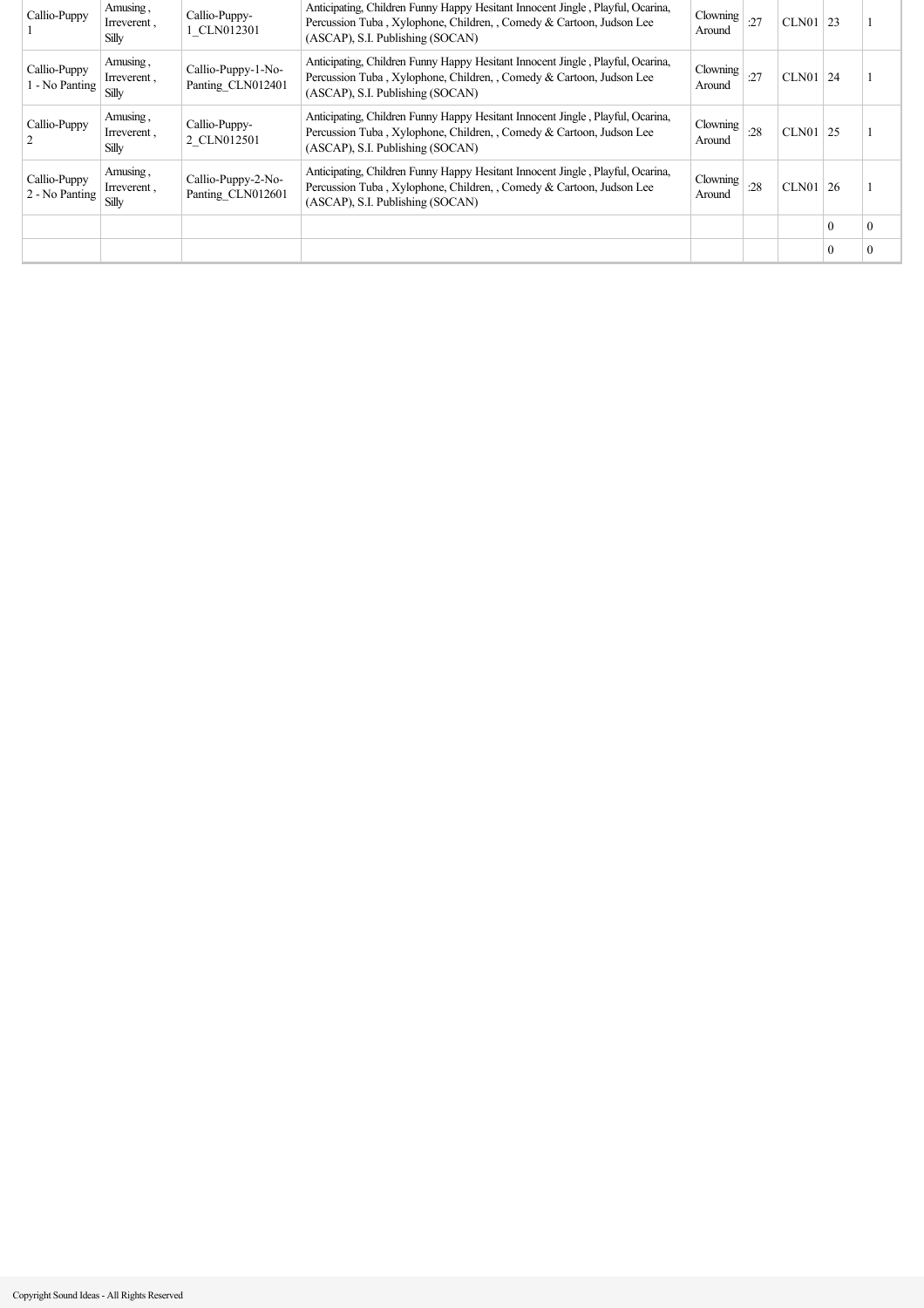| | | | | | | | | |
|---|---|---|---|---|---|---|---|---|
| Callio-Puppy 1 | Amusing , Irreverent , Silly | Callio-Puppy-1_CLN012301 | Anticipating, Children Funny Happy Hesitant Innocent Jingle , Playful, Ocarina, Percussion Tuba , Xylophone, Children, , Comedy & Cartoon, Judson Lee (ASCAP), S.I. Publishing (SOCAN) | Clowning Around | :27 | CLN01 | 23 | 1 |
| Callio-Puppy 1 - No Panting | Amusing , Irreverent , Silly | Callio-Puppy-1-No-Panting_CLN012401 | Anticipating, Children Funny Happy Hesitant Innocent Jingle , Playful, Ocarina, Percussion Tuba , Xylophone, Children, , Comedy & Cartoon, Judson Lee (ASCAP), S.I. Publishing (SOCAN) | Clowning Around | :27 | CLN01 | 24 | 1 |
| Callio-Puppy 2 | Amusing , Irreverent , Silly | Callio-Puppy-2_CLN012501 | Anticipating, Children Funny Happy Hesitant Innocent Jingle , Playful, Ocarina, Percussion Tuba , Xylophone, Children, , Comedy & Cartoon, Judson Lee (ASCAP), S.I. Publishing (SOCAN) | Clowning Around | :28 | CLN01 | 25 | 1 |
| Callio-Puppy 2 - No Panting | Amusing , Irreverent , Silly | Callio-Puppy-2-No-Panting_CLN012601 | Anticipating, Children Funny Happy Hesitant Innocent Jingle , Playful, Ocarina, Percussion Tuba , Xylophone, Children, , Comedy & Cartoon, Judson Lee (ASCAP), S.I. Publishing (SOCAN) | Clowning Around | :28 | CLN01 | 26 | 1 |
| | | | | | | | 0 | 0 |
| | | | | | | | 0 | 0 |

Copyright Sound Ideas - All Rights Reserved